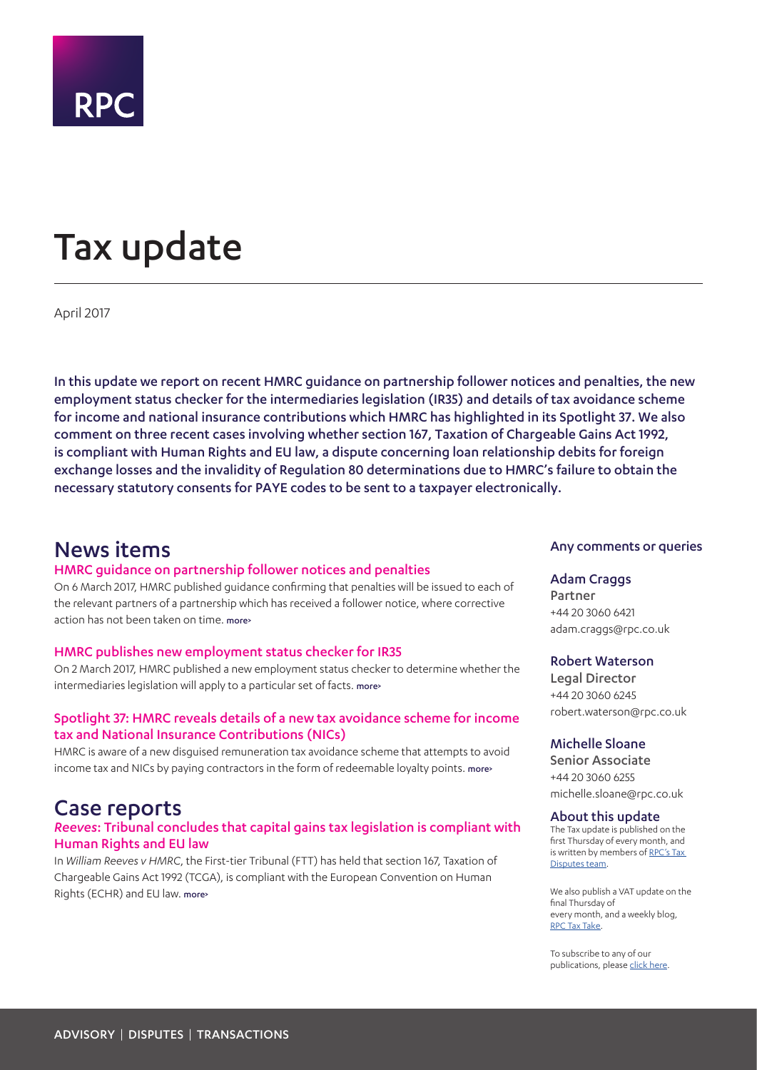RPC

# Tax update

April 2017

**In this update we report on recent HMRC guidance on partnership follower notices and penalties, the new employment status checker for the intermediaries legislation (IR35) and details of tax avoidance scheme for income and national insurance contributions which HMRC has highlighted in its Spotlight 37. We also comment on three recent cases involving whether section 167, Taxation of Chargeable Gains Act 1992, is compliant with Human Rights and EU law, a dispute concerning loan relationship debits for foreign exchange losses and the invalidity of Regulation 80 determinations due to HMRC's failure to obtain the necessary statutory consents for PAYE codes to be sent to a taxpayer electronically.**

## News items

### HMRC guidance on partnership follower notices and penalties

On 6 March 2017, HMRC published guidance confirming that penalties will be issued to each of the relevant partners of a partnership which has received a follower notice, where corrective action has not been taken on time. more›

### HMRC publishes new employment status checker for IR35

On 2 March 2017, HMRC published a new employment status checker to determine whether the intermediaries legislation will apply to a particular set of facts. more›

### Spotlight 37: HMRC reveals details of a new tax avoidance scheme for income tax and National Insurance Contributions (NICs)

HMRC is aware of a new disguised remuneration tax avoidance scheme that attempts to avoid income tax and NICs by paying contractors in the form of redeemable loyalty points. more›

## Case reports

### *Reeves*: Tribunal concludes that capital gains tax legislation is compliant with Human Rights and EU law

In *William Reeves v HMRC*, the First-tier Tribunal (FTT) has held that section 167, Taxation of Chargeable Gains Act 1992 (TCGA), is compliant with the European Convention on Human Rights (ECHR) and EU law. more›

### Any comments or queries

**Adam Craggs**
Partner
+44 20 3060 6421
adam.craggs@rpc.co.uk

**Robert Waterson**
Legal Director
+44 20 3060 6245
robert.waterson@rpc.co.uk

**Michelle Sloane**
Senior Associate
+44 20 3060 6255
michelle.sloane@rpc.co.uk

### About this update

The Tax update is published on the first Thursday of every month, and is written by members of RPC's Tax Disputes team.

We also publish a VAT update on the final Thursday of every month, and a weekly blog, RPC Tax Take.

To subscribe to any of our publications, please click here.

ADVISORY | DISPUTES | TRANSACTIONS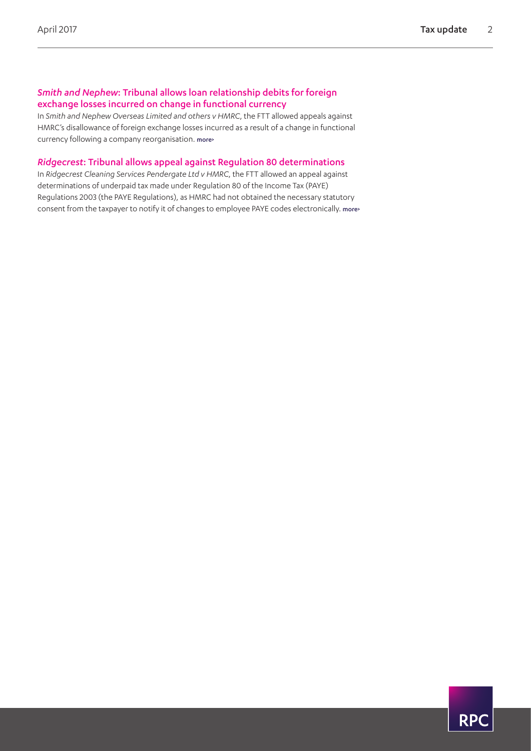### *Smith and Nephew*: Tribunal allows loan relationship debits for foreign exchange losses incurred on change in functional currency

In *Smith and Nephew Overseas Limited and others v HMRC*, the FTT allowed appeals against HMRC's disallowance of foreign exchange losses incurred as a result of a change in functional currency following a company reorganisation. more>

### *Ridgecrest*: Tribunal allows appeal against Regulation 80 determinations

In *Ridgecrest Cleaning Services Pendergate Ltd v HMRC*, the FTT allowed an appeal against determinations of underpaid tax made under Regulation 80 of the Income Tax (PAYE) Regulations 2003 (the PAYE Regulations), as HMRC had not obtained the necessary statutory consent from the taxpayer to notify it of changes to employee PAYE codes electronically. more>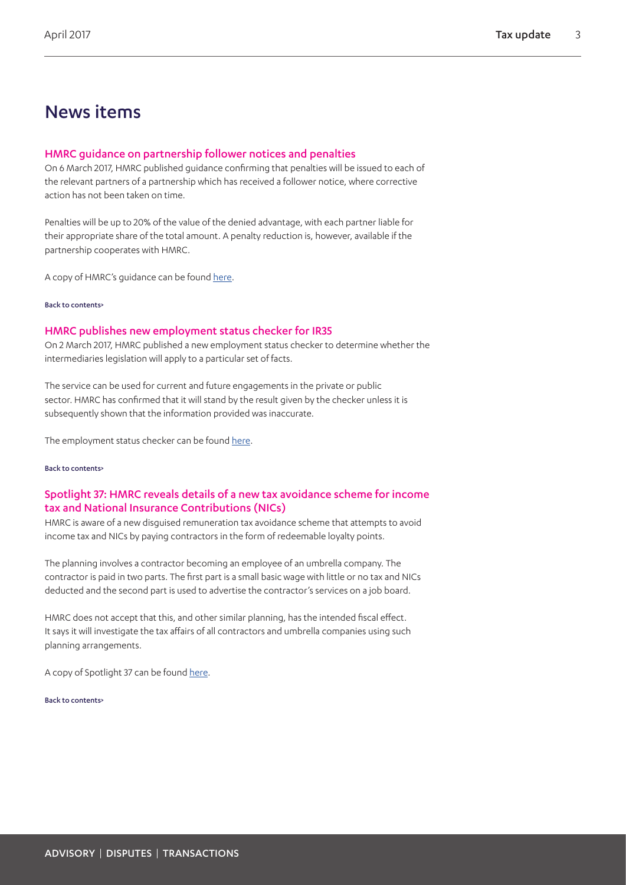# News items

## HMRC guidance on partnership follower notices and penalties

On 6 March 2017, HMRC published guidance confirming that penalties will be issued to each of the relevant partners of a partnership which has received a follower notice, where corrective action has not been taken on time.

Penalties will be up to 20% of the value of the denied advantage, with each partner liable for their appropriate share of the total amount. A penalty reduction is, however, available if the partnership cooperates with HMRC.

A copy of HMRC's guidance can be found here.

Back to contents>

## HMRC publishes new employment status checker for IR35

On 2 March 2017, HMRC published a new employment status checker to determine whether the intermediaries legislation will apply to a particular set of facts.

The service can be used for current and future engagements in the private or public sector. HMRC has confirmed that it will stand by the result given by the checker unless it is subsequently shown that the information provided was inaccurate.

The employment status checker can be found here.

Back to contents>

## Spotlight 37: HMRC reveals details of a new tax avoidance scheme for income tax and National Insurance Contributions (NICs)

HMRC is aware of a new disguised remuneration tax avoidance scheme that attempts to avoid income tax and NICs by paying contractors in the form of redeemable loyalty points.

The planning involves a contractor becoming an employee of an umbrella company. The contractor is paid in two parts. The first part is a small basic wage with little or no tax and NICs deducted and the second part is used to advertise the contractor's services on a job board.

HMRC does not accept that this, and other similar planning, has the intended fiscal effect. It says it will investigate the tax affairs of all contractors and umbrella companies using such planning arrangements.

A copy of Spotlight 37 can be found here.

Back to contents>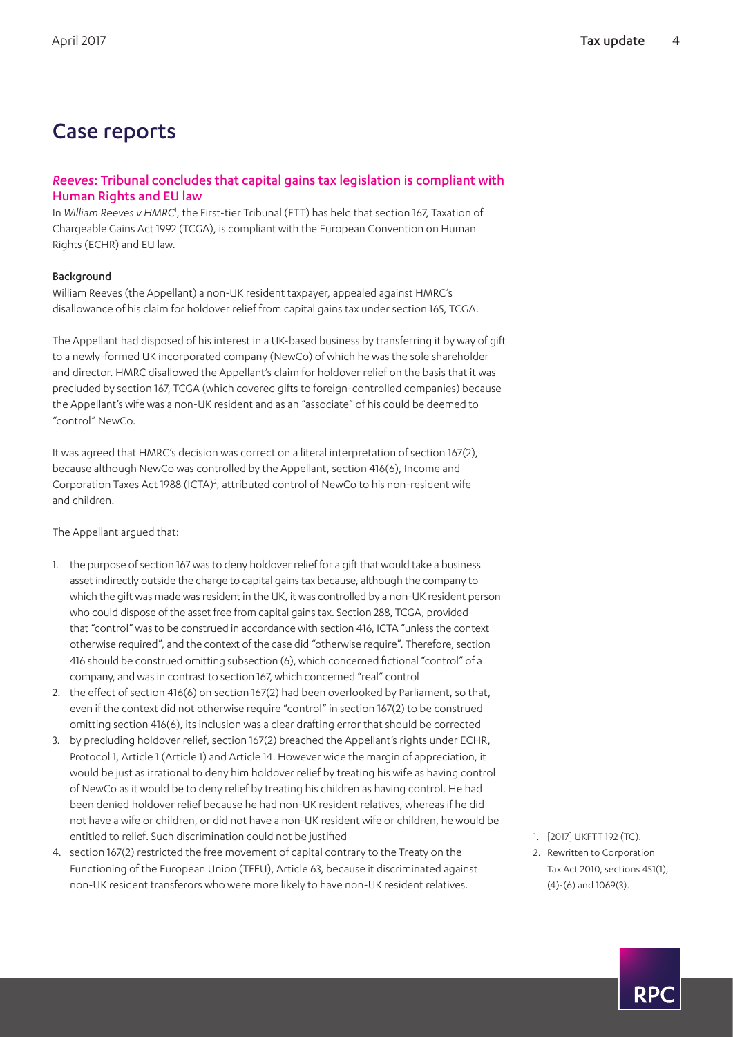# Case reports

## *Reeves*: Tribunal concludes that capital gains tax legislation is compliant with Human Rights and EU law

In *William Reeves v HMRC*[1], the First-tier Tribunal (FTT) has held that section 167, Taxation of Chargeable Gains Act 1992 (TCGA), is compliant with the European Convention on Human Rights (ECHR) and EU law.

### Background

William Reeves (the Appellant) a non-UK resident taxpayer, appealed against HMRC's disallowance of his claim for holdover relief from capital gains tax under section 165, TCGA.

The Appellant had disposed of his interest in a UK-based business by transferring it by way of gift to a newly-formed UK incorporated company (NewCo) of which he was the sole shareholder and director. HMRC disallowed the Appellant's claim for holdover relief on the basis that it was precluded by section 167, TCGA (which covered gifts to foreign-controlled companies) because the Appellant's wife was a non-UK resident and as an "associate" of his could be deemed to "control" NewCo.

It was agreed that HMRC's decision was correct on a literal interpretation of section 167(2), because although NewCo was controlled by the Appellant, section 416(6), Income and Corporation Taxes Act 1988 (ICTA)[2], attributed control of NewCo to his non-resident wife and children.

The Appellant argued that:

1. the purpose of section 167 was to deny holdover relief for a gift that would take a business asset indirectly outside the charge to capital gains tax because, although the company to which the gift was made was resident in the UK, it was controlled by a non-UK resident person who could dispose of the asset free from capital gains tax. Section 288, TCGA, provided that "control" was to be construed in accordance with section 416, ICTA "unless the context otherwise required", and the context of the case did "otherwise require". Therefore, section 416 should be construed omitting subsection (6), which concerned fictional "control" of a company, and was in contrast to section 167, which concerned "real" control
2. the effect of section 416(6) on section 167(2) had been overlooked by Parliament, so that, even if the context did not otherwise require "control" in section 167(2) to be construed omitting section 416(6), its inclusion was a clear drafting error that should be corrected
3. by precluding holdover relief, section 167(2) breached the Appellant's rights under ECHR, Protocol 1, Article 1 (Article 1) and Article 14. However wide the margin of appreciation, it would be just as irrational to deny him holdover relief by treating his wife as having control of NewCo as it would be to deny relief by treating his children as having control. He had been denied holdover relief because he had non-UK resident relatives, whereas if he did not have a wife or children, or did not have a non-UK resident wife or children, he would be entitled to relief. Such discrimination could not be justified
4. section 167(2) restricted the free movement of capital contrary to the Treaty on the Functioning of the European Union (TFEU), Article 63, because it discriminated against non-UK resident transferors who were more likely to have non-UK resident relatives.

1. [2017] UKFTT 192 (TC).
2. Rewritten to Corporation Tax Act 2010, sections 451(1), (4)-(6) and 1069(3).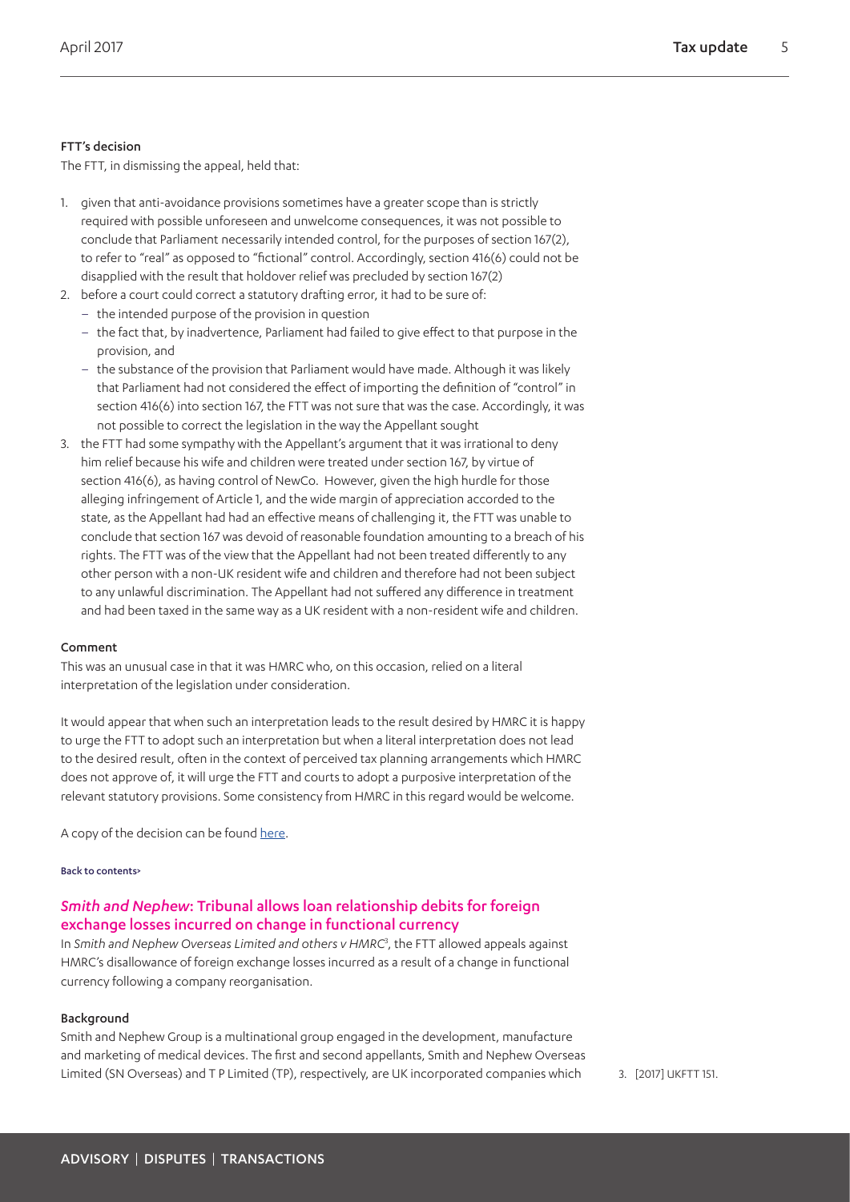#### FTT's decision

The FTT, in dismissing the appeal, held that:

1. given that anti-avoidance provisions sometimes have a greater scope than is strictly required with possible unforeseen and unwelcome consequences, it was not possible to conclude that Parliament necessarily intended control, for the purposes of section 167(2), to refer to "real" as opposed to "fictional" control. Accordingly, section 416(6) could not be disapplied with the result that holdover relief was precluded by section 167(2)
2. before a court could correct a statutory drafting error, it had to be sure of:
   - the intended purpose of the provision in question
   - the fact that, by inadvertence, Parliament had failed to give effect to that purpose in the provision, and
   - the substance of the provision that Parliament would have made. Although it was likely that Parliament had not considered the effect of importing the definition of "control" in section 416(6) into section 167, the FTT was not sure that was the case. Accordingly, it was not possible to correct the legislation in the way the Appellant sought
3. the FTT had some sympathy with the Appellant's argument that it was irrational to deny him relief because his wife and children were treated under section 167, by virtue of section 416(6), as having control of NewCo. However, given the high hurdle for those alleging infringement of Article 1, and the wide margin of appreciation accorded to the state, as the Appellant had had an effective means of challenging it, the FTT was unable to conclude that section 167 was devoid of reasonable foundation amounting to a breach of his rights. The FTT was of the view that the Appellant had not been treated differently to any other person with a non-UK resident wife and children and therefore had not been subject to any unlawful discrimination. The Appellant had not suffered any difference in treatment and had been taxed in the same way as a UK resident with a non-resident wife and children.

#### Comment

This was an unusual case in that it was HMRC who, on this occasion, relied on a literal interpretation of the legislation under consideration.

It would appear that when such an interpretation leads to the result desired by HMRC it is happy to urge the FTT to adopt such an interpretation but when a literal interpretation does not lead to the desired result, often in the context of perceived tax planning arrangements which HMRC does not approve of, it will urge the FTT and courts to adopt a purposive interpretation of the relevant statutory provisions. Some consistency from HMRC in this regard would be welcome.

A copy of the decision can be found here.

Back to contents>

### *Smith and Nephew*: Tribunal allows loan relationship debits for foreign exchange losses incurred on change in functional currency

In *Smith and Nephew Overseas Limited and others v HMRC*[3], the FTT allowed appeals against HMRC's disallowance of foreign exchange losses incurred as a result of a change in functional currency following a company reorganisation.

#### Background

Smith and Nephew Group is a multinational group engaged in the development, manufacture and marketing of medical devices. The first and second appellants, Smith and Nephew Overseas Limited (SN Overseas) and T P Limited (TP), respectively, are UK incorporated companies which

3. [2017] UKFTT 151.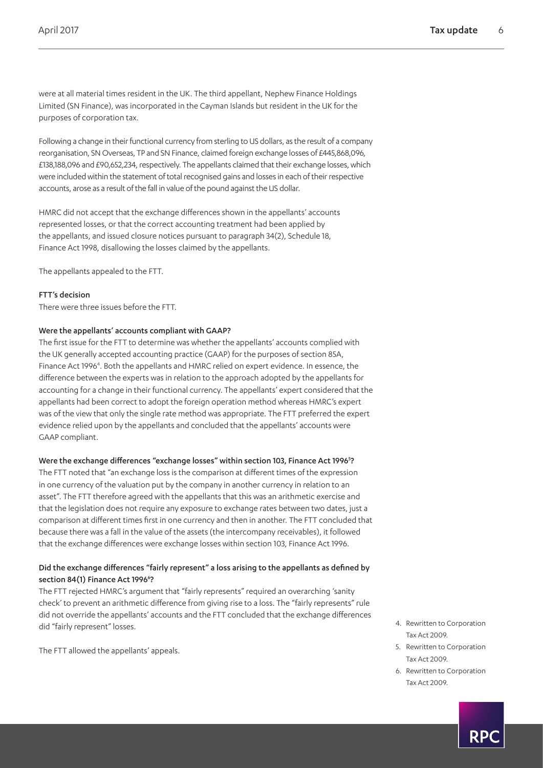were at all material times resident in the UK. The third appellant, Nephew Finance Holdings Limited (SN Finance), was incorporated in the Cayman Islands but resident in the UK for the purposes of corporation tax.

Following a change in their functional currency from sterling to US dollars, as the result of a company reorganisation, SN Overseas, TP and SN Finance, claimed foreign exchange losses of £445,868,096, £138,188,096 and £90,652,234, respectively. The appellants claimed that their exchange losses, which were included within the statement of total recognised gains and losses in each of their respective accounts, arose as a result of the fall in value of the pound against the US dollar.

HMRC did not accept that the exchange differences shown in the appellants' accounts represented losses, or that the correct accounting treatment had been applied by the appellants, and issued closure notices pursuant to paragraph 34(2), Schedule 18, Finance Act 1998, disallowing the losses claimed by the appellants.

The appellants appealed to the FTT.

**FTT's decision**

There were three issues before the FTT.

**Were the appellants' accounts compliant with GAAP?**

The first issue for the FTT to determine was whether the appellants' accounts complied with the UK generally accepted accounting practice (GAAP) for the purposes of section 85A, Finance Act 1996[4]. Both the appellants and HMRC relied on expert evidence. In essence, the difference between the experts was in relation to the approach adopted by the appellants for accounting for a change in their functional currency. The appellants' expert considered that the appellants had been correct to adopt the foreign operation method whereas HMRC's expert was of the view that only the single rate method was appropriate. The FTT preferred the expert evidence relied upon by the appellants and concluded that the appellants' accounts were GAAP compliant.

**Were the exchange differences "exchange losses" within section 103, Finance Act 1996[5]?**

The FTT noted that "an exchange loss is the comparison at different times of the expression in one currency of the valuation put by the company in another currency in relation to an asset". The FTT therefore agreed with the appellants that this was an arithmetic exercise and that the legislation does not require any exposure to exchange rates between two dates, just a comparison at different times first in one currency and then in another. The FTT concluded that because there was a fall in the value of the assets (the intercompany receivables), it followed that the exchange differences were exchange losses within section 103, Finance Act 1996.

**Did the exchange differences "fairly represent" a loss arising to the appellants as defined by section 84(1) Finance Act 1996[6]?**

The FTT rejected HMRC's argument that "fairly represents" required an overarching 'sanity check' to prevent an arithmetic difference from giving rise to a loss. The "fairly represents" rule did not override the appellants' accounts and the FTT concluded that the exchange differences did "fairly represent" losses.

The FTT allowed the appellants' appeals.

4. Rewritten to Corporation Tax Act 2009.
5. Rewritten to Corporation Tax Act 2009.
6. Rewritten to Corporation Tax Act 2009.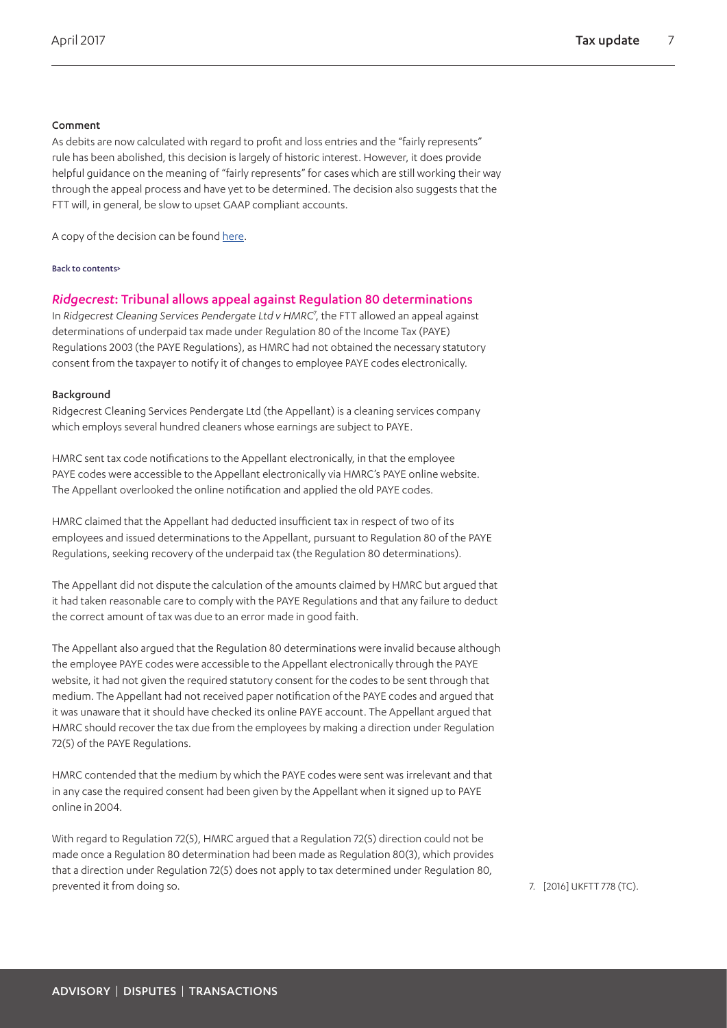### Comment

As debits are now calculated with regard to profit and loss entries and the "fairly represents" rule has been abolished, this decision is largely of historic interest. However, it does provide helpful guidance on the meaning of "fairly represents" for cases which are still working their way through the appeal process and have yet to be determined. The decision also suggests that the FTT will, in general, be slow to upset GAAP compliant accounts.

A copy of the decision can be found here.

Back to contents>

## *Ridgecrest*: Tribunal allows appeal against Regulation 80 determinations

In *Ridgecrest Cleaning Services Pendergate Ltd v HMRC*[7], the FTT allowed an appeal against determinations of underpaid tax made under Regulation 80 of the Income Tax (PAYE) Regulations 2003 (the PAYE Regulations), as HMRC had not obtained the necessary statutory consent from the taxpayer to notify it of changes to employee PAYE codes electronically.

### Background

Ridgecrest Cleaning Services Pendergate Ltd (the Appellant) is a cleaning services company which employs several hundred cleaners whose earnings are subject to PAYE.

HMRC sent tax code notifications to the Appellant electronically, in that the employee PAYE codes were accessible to the Appellant electronically via HMRC's PAYE online website. The Appellant overlooked the online notification and applied the old PAYE codes.

HMRC claimed that the Appellant had deducted insufficient tax in respect of two of its employees and issued determinations to the Appellant, pursuant to Regulation 80 of the PAYE Regulations, seeking recovery of the underpaid tax (the Regulation 80 determinations).

The Appellant did not dispute the calculation of the amounts claimed by HMRC but argued that it had taken reasonable care to comply with the PAYE Regulations and that any failure to deduct the correct amount of tax was due to an error made in good faith.

The Appellant also argued that the Regulation 80 determinations were invalid because although the employee PAYE codes were accessible to the Appellant electronically through the PAYE website, it had not given the required statutory consent for the codes to be sent through that medium. The Appellant had not received paper notification of the PAYE codes and argued that it was unaware that it should have checked its online PAYE account. The Appellant argued that HMRC should recover the tax due from the employees by making a direction under Regulation 72(5) of the PAYE Regulations.

HMRC contended that the medium by which the PAYE codes were sent was irrelevant and that in any case the required consent had been given by the Appellant when it signed up to PAYE online in 2004.

With regard to Regulation 72(5), HMRC argued that a Regulation 72(5) direction could not be made once a Regulation 80 determination had been made as Regulation 80(3), which provides that a direction under Regulation 72(5) does not apply to tax determined under Regulation 80, prevented it from doing so.

7. [2016] UKFTT 778 (TC).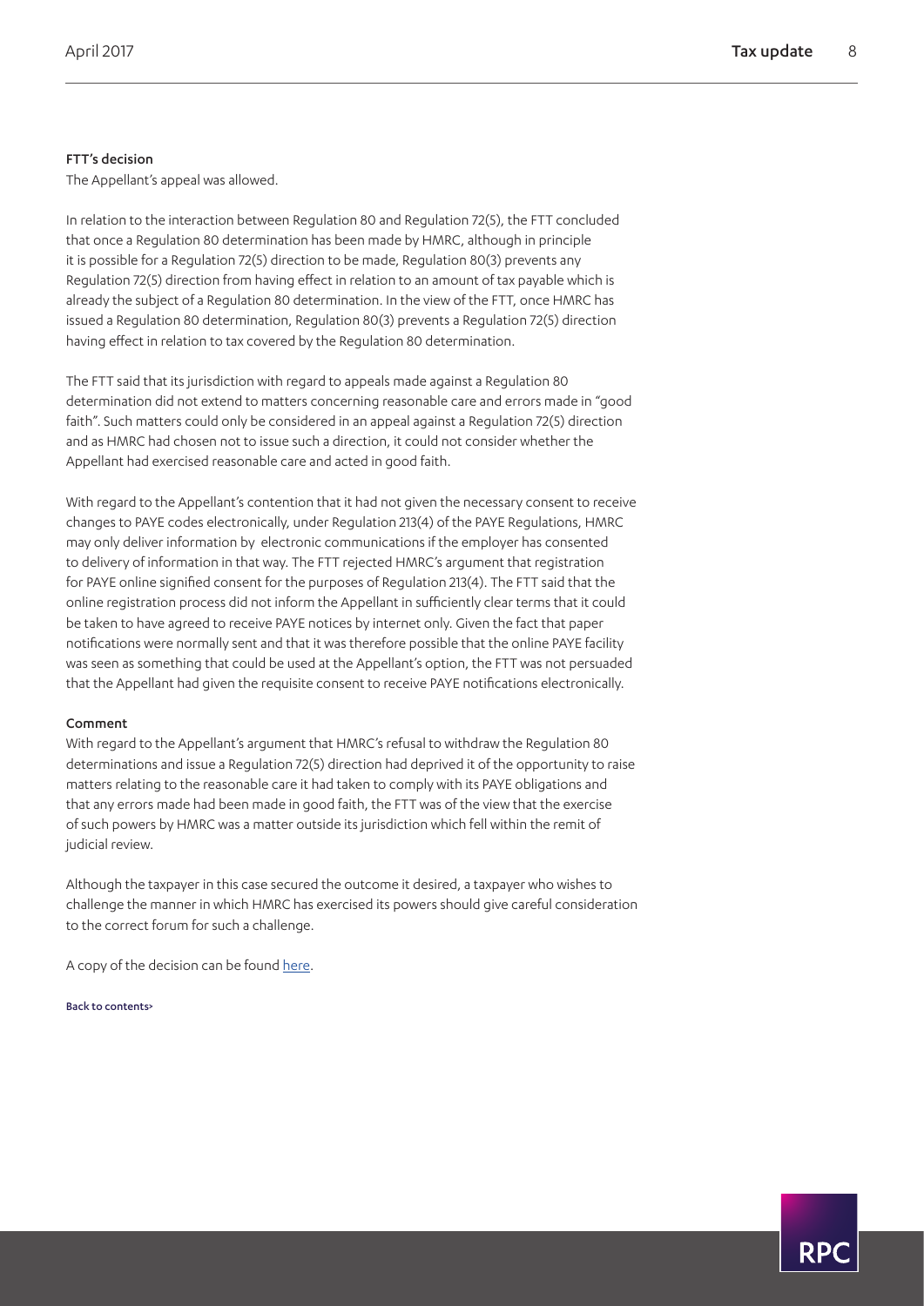#### FTT's decision

The Appellant's appeal was allowed.

In relation to the interaction between Regulation 80 and Regulation 72(5), the FTT concluded that once a Regulation 80 determination has been made by HMRC, although in principle it is possible for a Regulation 72(5) direction to be made, Regulation 80(3) prevents any Regulation 72(5) direction from having effect in relation to an amount of tax payable which is already the subject of a Regulation 80 determination. In the view of the FTT, once HMRC has issued a Regulation 80 determination, Regulation 80(3) prevents a Regulation 72(5) direction having effect in relation to tax covered by the Regulation 80 determination.

The FTT said that its jurisdiction with regard to appeals made against a Regulation 80 determination did not extend to matters concerning reasonable care and errors made in "good faith". Such matters could only be considered in an appeal against a Regulation 72(5) direction and as HMRC had chosen not to issue such a direction, it could not consider whether the Appellant had exercised reasonable care and acted in good faith.

With regard to the Appellant's contention that it had not given the necessary consent to receive changes to PAYE codes electronically, under Regulation 213(4) of the PAYE Regulations, HMRC may only deliver information by electronic communications if the employer has consented to delivery of information in that way. The FTT rejected HMRC's argument that registration for PAYE online signified consent for the purposes of Regulation 213(4). The FTT said that the online registration process did not inform the Appellant in sufficiently clear terms that it could be taken to have agreed to receive PAYE notices by internet only. Given the fact that paper notifications were normally sent and that it was therefore possible that the online PAYE facility was seen as something that could be used at the Appellant's option, the FTT was not persuaded that the Appellant had given the requisite consent to receive PAYE notifications electronically.

#### Comment

With regard to the Appellant's argument that HMRC's refusal to withdraw the Regulation 80 determinations and issue a Regulation 72(5) direction had deprived it of the opportunity to raise matters relating to the reasonable care it had taken to comply with its PAYE obligations and that any errors made had been made in good faith, the FTT was of the view that the exercise of such powers by HMRC was a matter outside its jurisdiction which fell within the remit of judicial review.

Although the taxpayer in this case secured the outcome it desired, a taxpayer who wishes to challenge the manner in which HMRC has exercised its powers should give careful consideration to the correct forum for such a challenge.

A copy of the decision can be found [here](#).

Back to contents>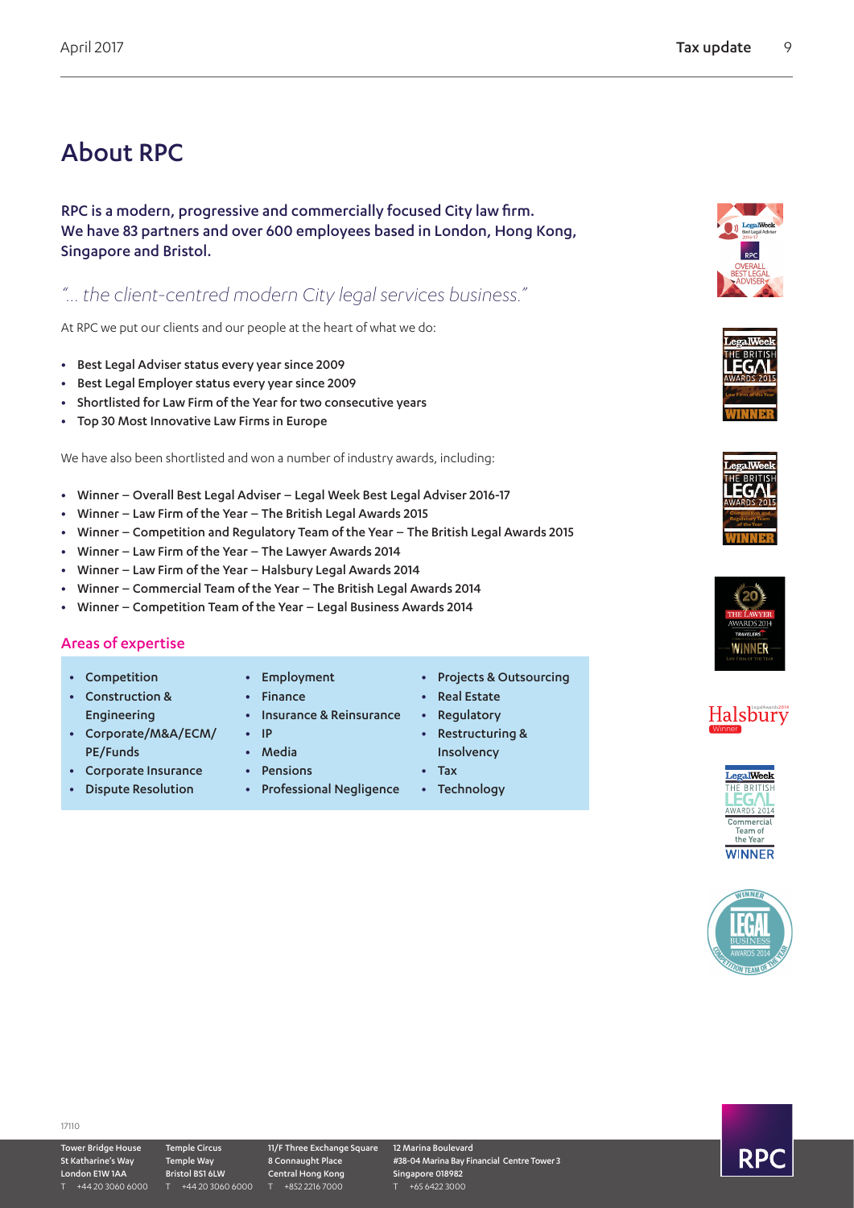# About RPC

**RPC is a modern, progressive and commercially focused City law firm. We have 83 partners and over 600 employees based in London, Hong Kong, Singapore and Bristol.**

*"... the client-centred modern City legal services business."*

At RPC we put our clients and our people at the heart of what we do:

- Best Legal Adviser status every year since 2009
- Best Legal Employer status every year since 2009
- Shortlisted for Law Firm of the Year for two consecutive years
- Top 30 Most Innovative Law Firms in Europe

We have also been shortlisted and won a number of industry awards, including:

- Winner – Overall Best Legal Adviser – Legal Week Best Legal Adviser 2016-17
- Winner – Law Firm of the Year – The British Legal Awards 2015
- Winner – Competition and Regulatory Team of the Year – The British Legal Awards 2015
- Winner – Law Firm of the Year – The Lawyer Awards 2014
- Winner – Law Firm of the Year – Halsbury Legal Awards 2014
- Winner – Commercial Team of the Year – The British Legal Awards 2014
- Winner – Competition Team of the Year – Legal Business Awards 2014

## Areas of expertise

- Competition
- Construction & Engineering
- Corporate/M&A/ECM/PE/Funds
- Corporate Insurance
- Dispute Resolution
- Employment
- Finance
- Insurance & Reinsurance
- IP
- Media
- Pensions
- Professional Negligence
- Projects & Outsourcing
- Real Estate
- Regulatory
- Restructuring & Insolvency
- Tax
- Technology

17110

Tower Bridge House
St Katharine's Way
London E1W 1AA
T +44 20 3060 6000

Temple Circus
Temple Way
Bristol BS1 6LW
T +44 20 3060 6000

11/F Three Exchange Square
8 Connaught Place
Central Hong Kong
T +852 2216 7000

12 Marina Boulevard
#38-04 Marina Bay Financial Centre Tower 3
Singapore 018982
T +65 6422 3000